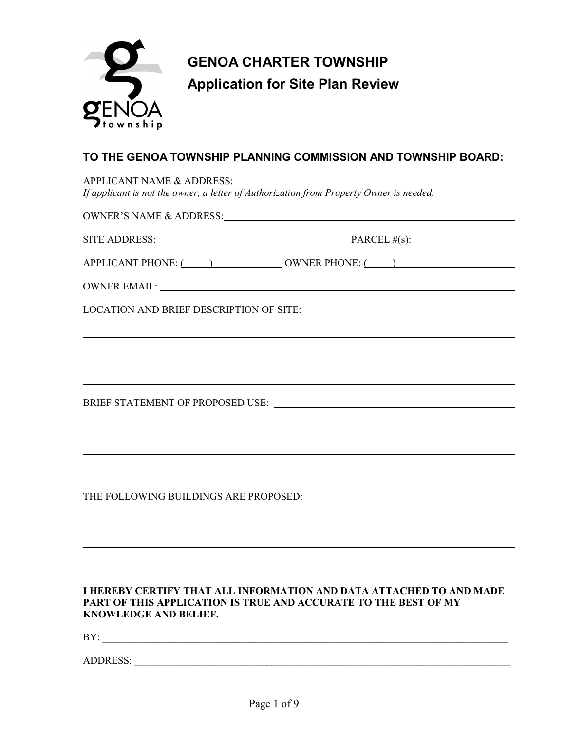# GENOA CHARTER TOWNSHIP

## Application for Site Plan Review

### TO THE GENOA TOWNSHIP PLANNING COMMISSION AND TOWNSHIP BOARD:

APPLICANT NAME & ADDRESS: ______________________________________________

*If applicant is not the owner, a letter of Authorization from Property Owner is needed.*

OWNER'S NAME & ADDRESS: ______________________________________________

SITE ADDRESS: ______________________________ PARCEL #(s): ________________

APPLICANT PHONE: (     ) ____________ OWNER PHONE: (     ) ________________

OWNER EMAIL: ______________________________________________

LOCATION AND BRIEF DESCRIPTION OF SITE: ______________________________________________

______________________________________________

______________________________________________

______________________________________________

BRIEF STATEMENT OF PROPOSED USE: ______________________________________________

______________________________________________

______________________________________________

______________________________________________

THE FOLLOWING BUILDINGS ARE PROPOSED: ______________________________________________

______________________________________________

______________________________________________

______________________________________________

**I HEREBY CERTIFY THAT ALL INFORMATION AND DATA ATTACHED TO AND MADE PART OF THIS APPLICATION IS TRUE AND ACCURATE TO THE BEST OF MY KNOWLEDGE AND BELIEF.**

BY: ______________________________________________

ADDRESS: ______________________________________________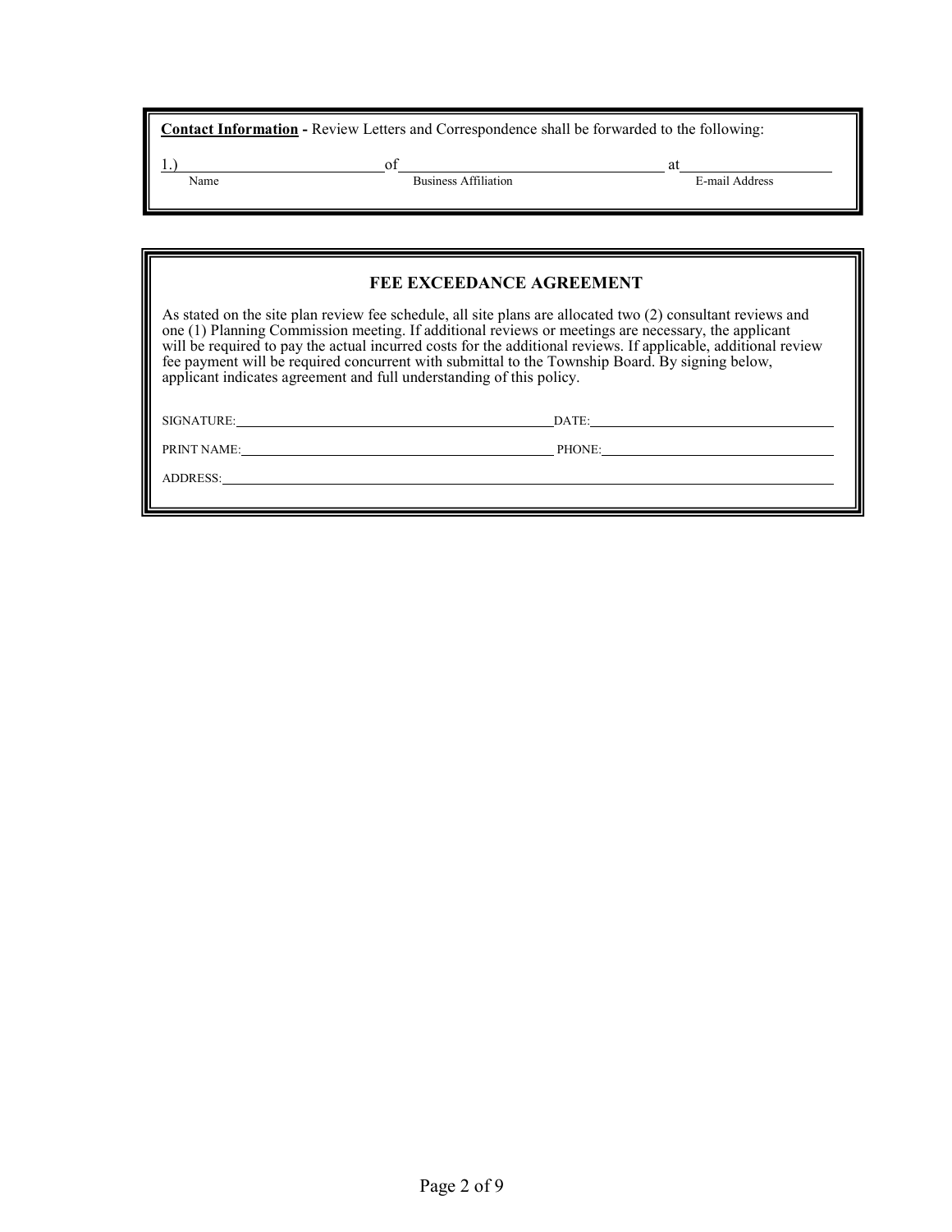**Contact Information** - Review Letters and Correspondence shall be forwarded to the following:

1.) ____________________ of ____________________ at ____________________

Name | Business Affiliation | E-mail Address

### FEE EXCEEDANCE AGREEMENT

As stated on the site plan review fee schedule, all site plans are allocated two (2) consultant reviews and one (1) Planning Commission meeting. If additional reviews or meetings are necessary, the applicant will be required to pay the actual incurred costs for the additional reviews. If applicable, additional review fee payment will be required concurrent with submittal to the Township Board. By signing below, applicant indicates agreement and full understanding of this policy.

SIGNATURE: ____________________ DATE: ____________________

PRINT NAME: ____________________ PHONE: ____________________

ADDRESS: ____________________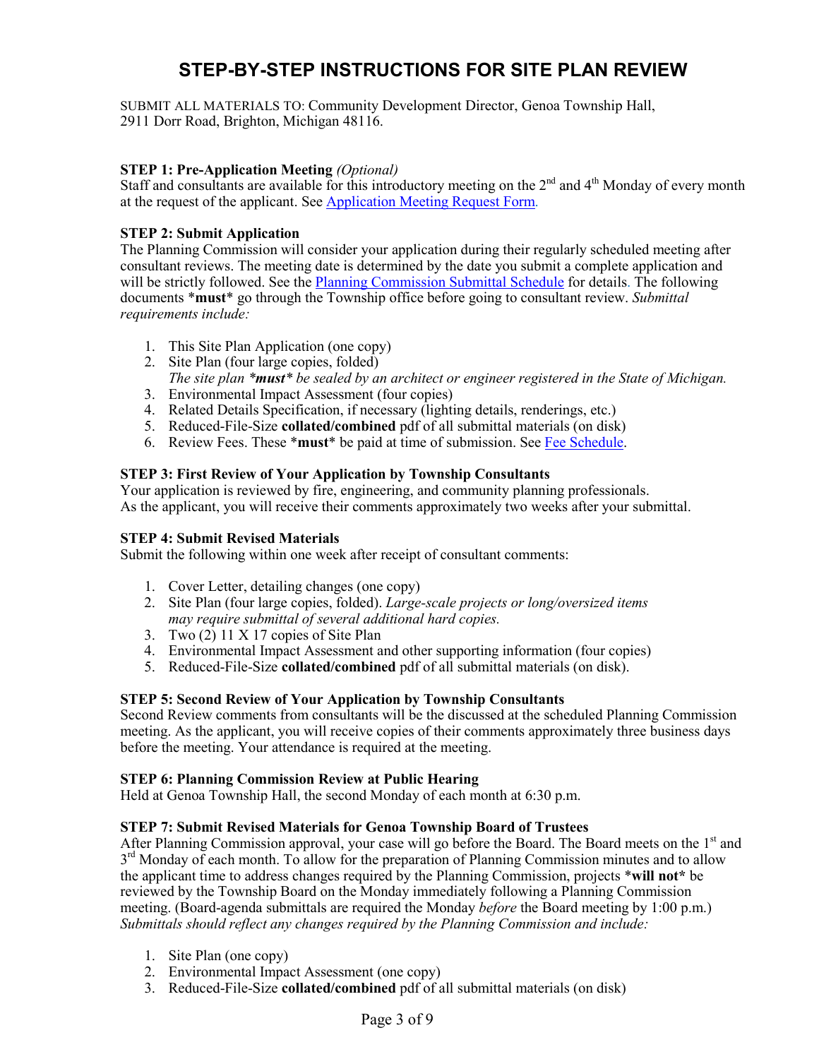# STEP-BY-STEP INSTRUCTIONS FOR SITE PLAN REVIEW

SUBMIT ALL MATERIALS TO: Community Development Director, Genoa Township Hall, 2911 Dorr Road, Brighton, Michigan 48116.

**STEP 1: Pre-Application Meeting** *(Optional)*
Staff and consultants are available for this introductory meeting on the 2nd and 4th Monday of every month at the request of the applicant. See [Application Meeting Request Form](#).

**STEP 2: Submit Application**
The Planning Commission will consider your application during their regularly scheduled meeting after consultant reviews. The meeting date is determined by the date you submit a complete application and will be strictly followed. See the [Planning Commission Submittal Schedule](#) for details. The following documents \***must**\* go through the Township office before going to consultant review. *Submittal requirements include:*

1. This Site Plan Application (one copy)
2. Site Plan (four large copies, folded)
   *The site plan \***must**\* be sealed by an architect or engineer registered in the State of Michigan.*
3. Environmental Impact Assessment (four copies)
4. Related Details Specification, if necessary (lighting details, renderings, etc.)
5. Reduced-File-Size **collated/combined** pdf of all submittal materials (on disk)
6. Review Fees. These \***must**\* be paid at time of submission. See [Fee Schedule](#).

**STEP 3: First Review of Your Application by Township Consultants**
Your application is reviewed by fire, engineering, and community planning professionals.
As the applicant, you will receive their comments approximately two weeks after your submittal.

**STEP 4: Submit Revised Materials**
Submit the following within one week after receipt of consultant comments:

1. Cover Letter, detailing changes (one copy)
2. Site Plan (four large copies, folded). *Large-scale projects or long/oversized items may require submittal of several additional hard copies.*
3. Two (2) 11 X 17 copies of Site Plan
4. Environmental Impact Assessment and other supporting information (four copies)
5. Reduced-File-Size **collated/combined** pdf of all submittal materials (on disk).

**STEP 5: Second Review of Your Application by Township Consultants**
Second Review comments from consultants will be the discussed at the scheduled Planning Commission meeting. As the applicant, you will receive copies of their comments approximately three business days before the meeting. Your attendance is required at the meeting.

**STEP 6: Planning Commission Review at Public Hearing**
Held at Genoa Township Hall, the second Monday of each month at 6:30 p.m.

**STEP 7: Submit Revised Materials for Genoa Township Board of Trustees**
After Planning Commission approval, your case will go before the Board. The Board meets on the 1st and 3rd Monday of each month. To allow for the preparation of Planning Commission minutes and to allow the applicant time to address changes required by the Planning Commission, projects \***will not\*** be reviewed by the Township Board on the Monday immediately following a Planning Commission meeting. (Board-agenda submittals are required the Monday *before* the Board meeting by 1:00 p.m.) *Submittals should reflect any changes required by the Planning Commission and include:*

1. Site Plan (one copy)
2. Environmental Impact Assessment (one copy)
3. Reduced-File-Size **collated/combined** pdf of all submittal materials (on disk)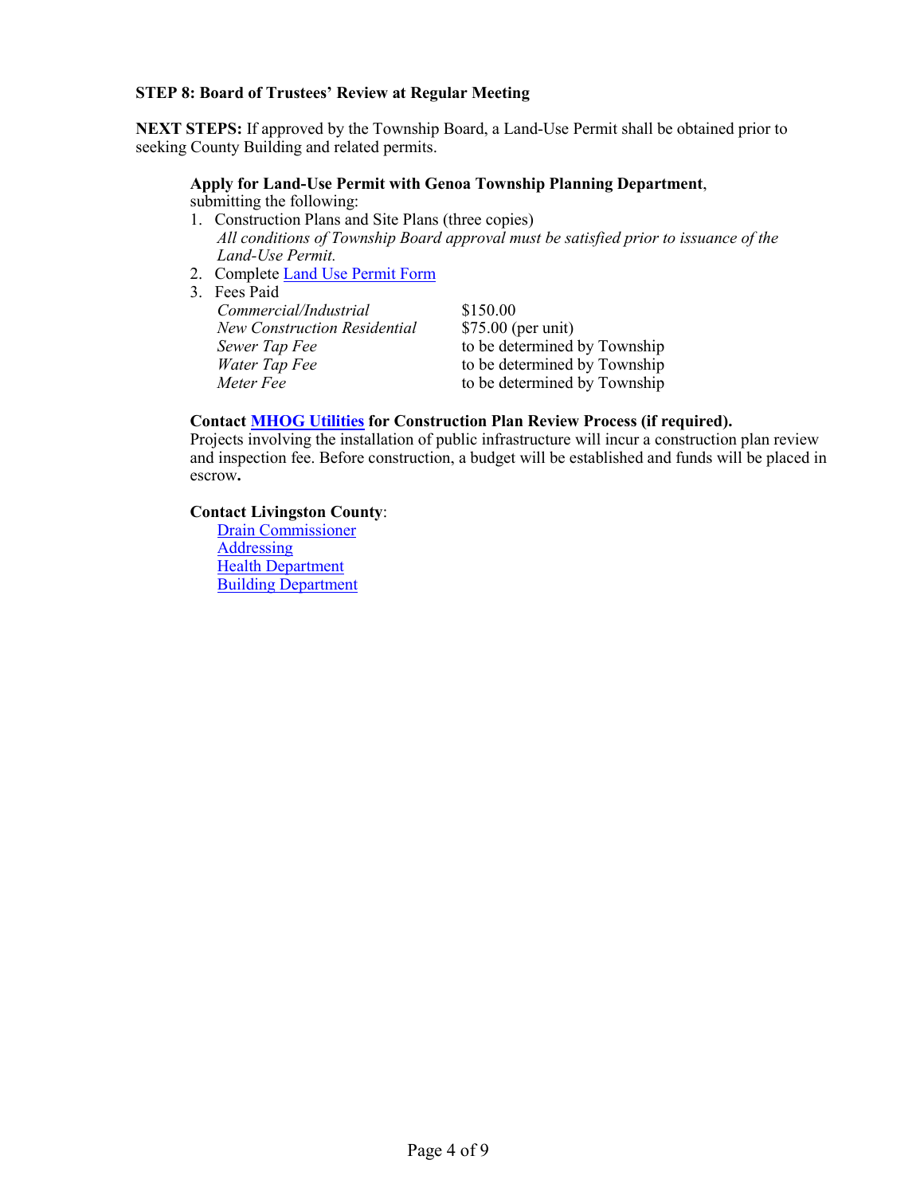**STEP 8: Board of Trustees' Review at Regular Meeting**

**NEXT STEPS:** If approved by the Township Board, a Land-Use Permit shall be obtained prior to seeking County Building and related permits.

**Apply for Land-Use Permit with Genoa Township Planning Department**, submitting the following:

1. Construction Plans and Site Plans (three copies)
   *All conditions of Township Board approval must be satisfied prior to issuance of the Land-Use Permit.*
2. Complete Land Use Permit Form
3. Fees Paid

| | |
|---|---|
| *Commercial/Industrial* | $150.00 |
| *New Construction Residential* | $75.00 (per unit) |
| *Sewer Tap Fee* | to be determined by Township |
| *Water Tap Fee* | to be determined by Township |
| *Meter Fee* | to be determined by Township |

**Contact MHOG Utilities for Construction Plan Review Process (if required).**
Projects involving the installation of public infrastructure will incur a construction plan review and inspection fee. Before construction, a budget will be established and funds will be placed in escrow**.**

**Contact Livingston County**:
- Drain Commissioner
- Addressing
- Health Department
- Building Department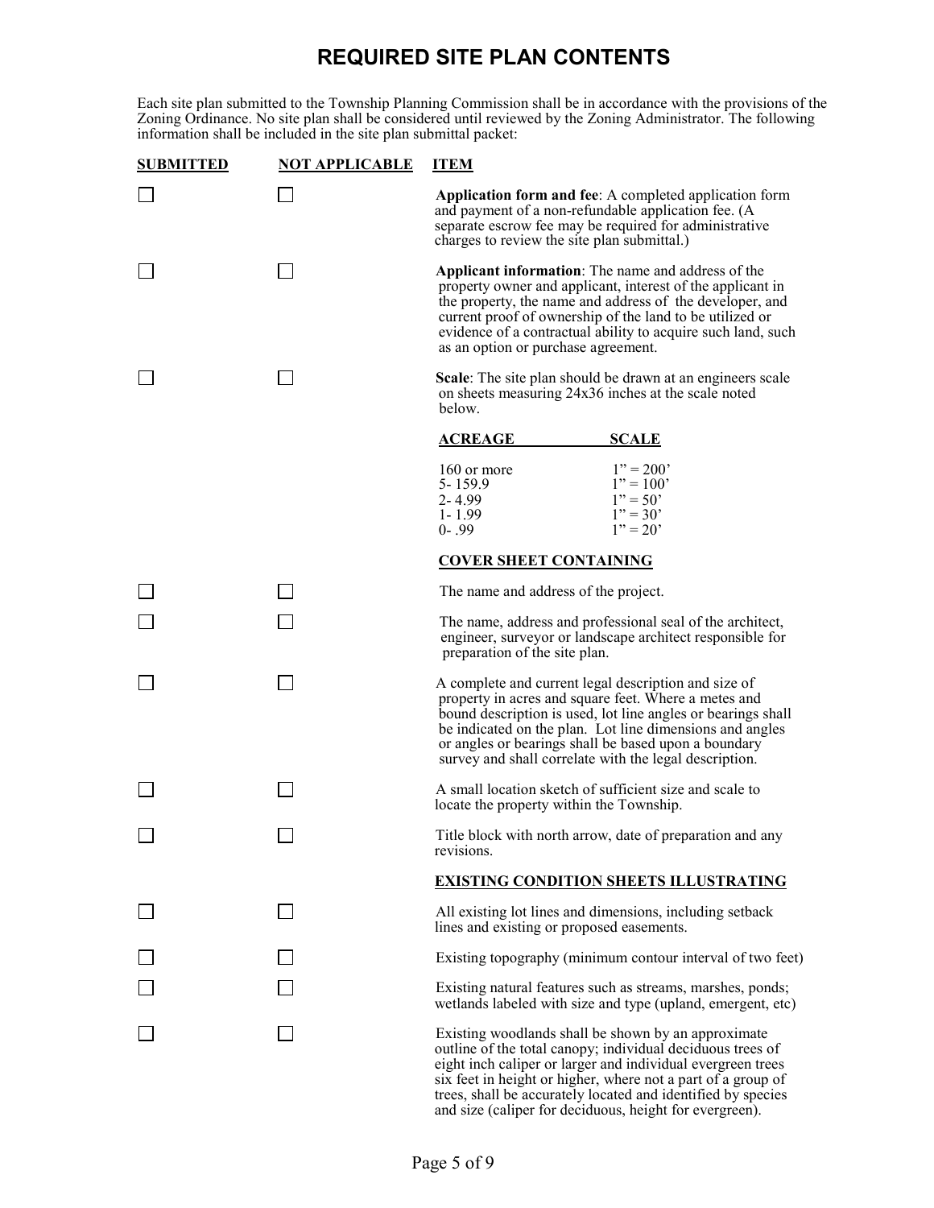# REQUIRED SITE PLAN CONTENTS

Each site plan submitted to the Township Planning Commission shall be in accordance with the provisions of the Zoning Ordinance. No site plan shall be considered until reviewed by the Zoning Administrator. The following information shall be included in the site plan submittal packet:

| SUBMITTED | NOT APPLICABLE | ITEM |
|---|---|---|
| ☐ | ☐ | **Application form and fee**: A completed application form and payment of a non-refundable application fee. (A separate escrow fee may be required for administrative charges to review the site plan submittal.) |
| ☐ | ☐ | **Applicant information**: The name and address of the property owner and applicant, interest of the applicant in the property, the name and address of the developer, and current proof of ownership of the land to be utilized or evidence of a contractual ability to acquire such land, such as an option or purchase agreement. |
| ☐ | ☐ | **Scale**: The site plan should be drawn at an engineers scale on sheets measuring 24x36 inches at the scale noted below. |

| ACREAGE | SCALE |
|---|---|
| 160 or more | 1" = 200' |
| 5- 159.9 | 1" = 100' |
| 2- 4.99 | 1" = 50' |
| 1- 1.99 | 1" = 30' |
| 0- .99 | 1" = 20' |

**COVER SHEET CONTAINING**

| SUBMITTED | NOT APPLICABLE | ITEM |
|---|---|---|
| ☐ | ☐ | The name and address of the project. |
| ☐ | ☐ | The name, address and professional seal of the architect, engineer, surveyor or landscape architect responsible for preparation of the site plan. |
| ☐ | ☐ | A complete and current legal description and size of property in acres and square feet. Where a metes and bound description is used, lot line angles or bearings shall be indicated on the plan. Lot line dimensions and angles or angles or bearings shall be based upon a boundary survey and shall correlate with the legal description. |
| ☐ | ☐ | A small location sketch of sufficient size and scale to locate the property within the Township. |
| ☐ | ☐ | Title block with north arrow, date of preparation and any revisions. |

**EXISTING CONDITION SHEETS ILLUSTRATING**

| SUBMITTED | NOT APPLICABLE | ITEM |
|---|---|---|
| ☐ | ☐ | All existing lot lines and dimensions, including setback lines and existing or proposed easements. |
| ☐ | ☐ | Existing topography (minimum contour interval of two feet) |
| ☐ | ☐ | Existing natural features such as streams, marshes, ponds; wetlands labeled with size and type (upland, emergent, etc) |
| ☐ | ☐ | Existing woodlands shall be shown by an approximate outline of the total canopy; individual deciduous trees of eight inch caliper or larger and individual evergreen trees six feet in height or higher, where not a part of a group of trees, shall be accurately located and identified by species and size (caliper for deciduous, height for evergreen). |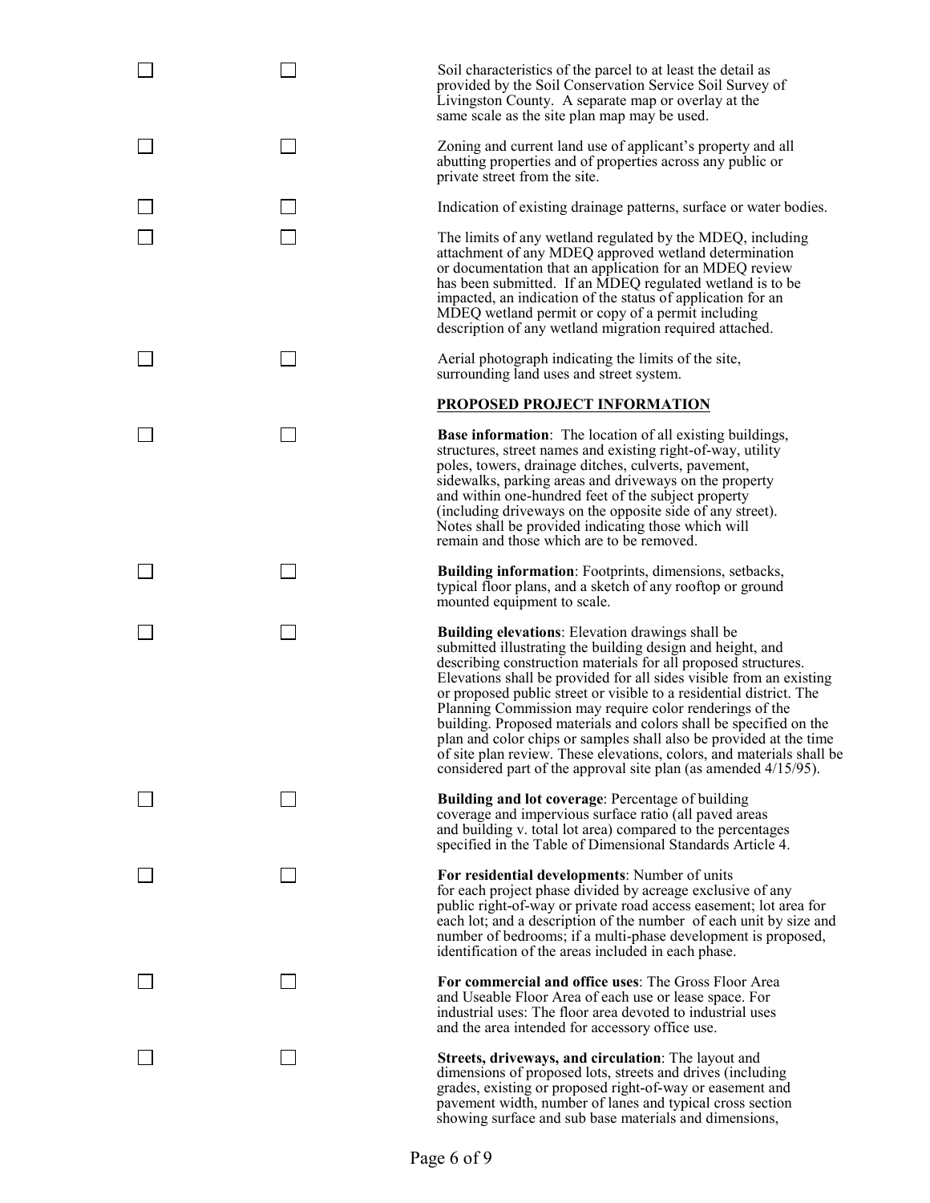| | | |
|---|---|---|
| ☐ | ☐ | Soil characteristics of the parcel to at least the detail as provided by the Soil Conservation Service Soil Survey of Livingston County. A separate map or overlay at the same scale as the site plan map may be used. |
| ☐ | ☐ | Zoning and current land use of applicant's property and all abutting properties and of properties across any public or private street from the site. |
| ☐ | ☐ | Indication of existing drainage patterns, surface or water bodies. |
| ☐ | ☐ | The limits of any wetland regulated by the MDEQ, including attachment of any MDEQ approved wetland determination or documentation that an application for an MDEQ review has been submitted. If an MDEQ regulated wetland is to be impacted, an indication of the status of application for an MDEQ wetland permit or copy of a permit including description of any wetland migration required attached. |
| ☐ | ☐ | Aerial photograph indicating the limits of the site, surrounding land uses and street system. |
| | | **PROPOSED PROJECT INFORMATION** |
| ☐ | ☐ | **Base information**: The location of all existing buildings, structures, street names and existing right-of-way, utility poles, towers, drainage ditches, culverts, pavement, sidewalks, parking areas and driveways on the property and within one-hundred feet of the subject property (including driveways on the opposite side of any street). Notes shall be provided indicating those which will remain and those which are to be removed. |
| ☐ | ☐ | **Building information**: Footprints, dimensions, setbacks, typical floor plans, and a sketch of any rooftop or ground mounted equipment to scale. |
| ☐ | ☐ | **Building elevations**: Elevation drawings shall be submitted illustrating the building design and height, and describing construction materials for all proposed structures. Elevations shall be provided for all sides visible from an existing or proposed public street or visible to a residential district. The Planning Commission may require color renderings of the building. Proposed materials and colors shall be specified on the plan and color chips or samples shall also be provided at the time of site plan review. These elevations, colors, and materials shall be considered part of the approval site plan (as amended 4/15/95). |
| ☐ | ☐ | **Building and lot coverage**: Percentage of building coverage and impervious surface ratio (all paved areas and building v. total lot area) compared to the percentages specified in the Table of Dimensional Standards Article 4. |
| ☐ | ☐ | **For residential developments**: Number of units for each project phase divided by acreage exclusive of any public right-of-way or private road access easement; lot area for each lot; and a description of the number of each unit by size and number of bedrooms; if a multi-phase development is proposed, identification of the areas included in each phase. |
| ☐ | ☐ | **For commercial and office uses**: The Gross Floor Area and Useable Floor Area of each use or lease space. For industrial uses: The floor area devoted to industrial uses and the area intended for accessory office use. |
| ☐ | ☐ | **Streets, driveways, and circulation**: The layout and dimensions of proposed lots, streets and drives (including grades, existing or proposed right-of-way or easement and pavement width, number of lanes and typical cross section showing surface and sub base materials and dimensions, |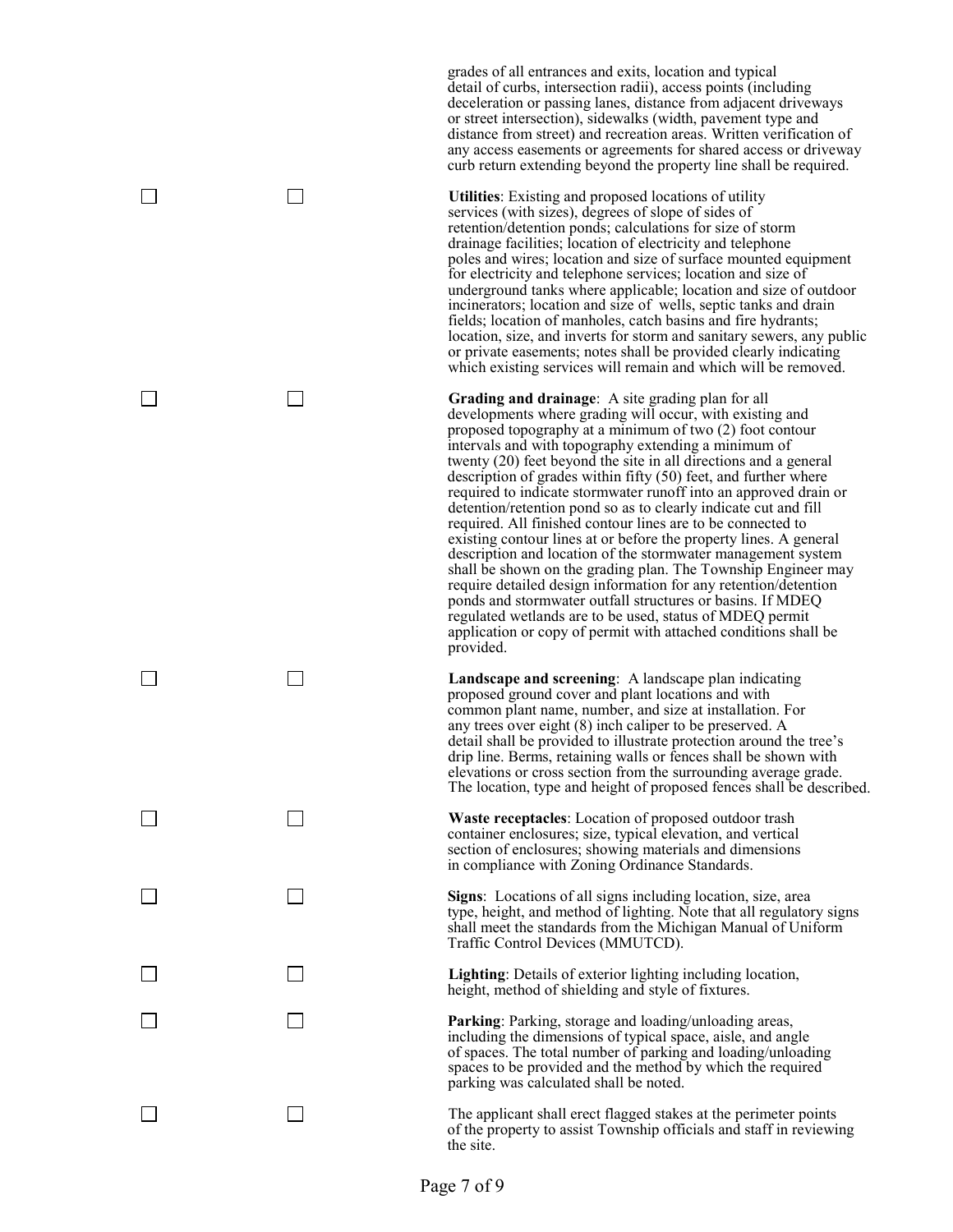grades of all entrances and exits, location and typical detail of curbs, intersection radii), access points (including deceleration or passing lanes, distance from adjacent driveways or street intersection), sidewalks (width, pavement type and distance from street) and recreation areas. Written verification of any access easements or agreements for shared access or driveway curb return extending beyond the property line shall be required.

☐ ☐ **Utilities**: Existing and proposed locations of utility services (with sizes), degrees of slope of sides of retention/detention ponds; calculations for size of storm drainage facilities; location of electricity and telephone poles and wires; location and size of surface mounted equipment for electricity and telephone services; location and size of underground tanks where applicable; location and size of outdoor incinerators; location and size of wells, septic tanks and drain fields; location of manholes, catch basins and fire hydrants; location, size, and inverts for storm and sanitary sewers, any public or private easements; notes shall be provided clearly indicating which existing services will remain and which will be removed.

☐ ☐ **Grading and drainage**: A site grading plan for all developments where grading will occur, with existing and proposed topography at a minimum of two (2) foot contour intervals and with topography extending a minimum of twenty (20) feet beyond the site in all directions and a general description of grades within fifty (50) feet, and further where required to indicate stormwater runoff into an approved drain or detention/retention pond so as to clearly indicate cut and fill required. All finished contour lines are to be connected to existing contour lines at or before the property lines. A general description and location of the stormwater management system shall be shown on the grading plan. The Township Engineer may require detailed design information for any retention/detention ponds and stormwater outfall structures or basins. If MDEQ regulated wetlands are to be used, status of MDEQ permit application or copy of permit with attached conditions shall be provided.

☐ ☐ **Landscape and screening**: A landscape plan indicating proposed ground cover and plant locations and with common plant name, number, and size at installation. For any trees over eight (8) inch caliper to be preserved. A detail shall be provided to illustrate protection around the tree's drip line. Berms, retaining walls or fences shall be shown with elevations or cross section from the surrounding average grade. The location, type and height of proposed fences shall be described.

☐ ☐ **Waste receptacles**: Location of proposed outdoor trash container enclosures; size, typical elevation, and vertical section of enclosures; showing materials and dimensions in compliance with Zoning Ordinance Standards.

☐ ☐ **Signs**: Locations of all signs including location, size, area type, height, and method of lighting. Note that all regulatory signs shall meet the standards from the Michigan Manual of Uniform Traffic Control Devices (MMUTCD).

☐ ☐ **Lighting**: Details of exterior lighting including location, height, method of shielding and style of fixtures.

☐ ☐ **Parking**: Parking, storage and loading/unloading areas, including the dimensions of typical space, aisle, and angle of spaces. The total number of parking and loading/unloading spaces to be provided and the method by which the required parking was calculated shall be noted.

☐ ☐ The applicant shall erect flagged stakes at the perimeter points of the property to assist Township officials and staff in reviewing the site.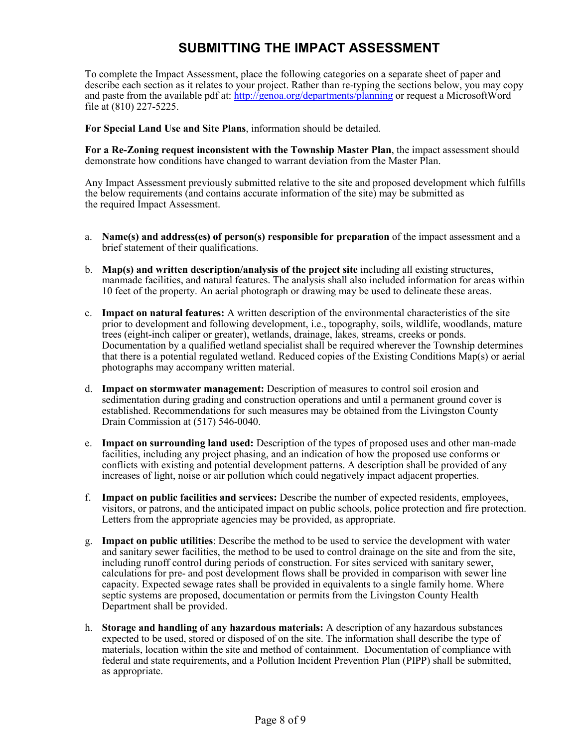# SUBMITTING THE IMPACT ASSESSMENT

To complete the Impact Assessment, place the following categories on a separate sheet of paper and describe each section as it relates to your project. Rather than re-typing the sections below, you may copy and paste from the available pdf at: http://genoa.org/departments/planning or request a MicrosoftWord file at (810) 227-5225.

**For Special Land Use and Site Plans**, information should be detailed.

**For a Re-Zoning request inconsistent with the Township Master Plan**, the impact assessment should demonstrate how conditions have changed to warrant deviation from the Master Plan.

Any Impact Assessment previously submitted relative to the site and proposed development which fulfills the below requirements (and contains accurate information of the site) may be submitted as the required Impact Assessment.

a. **Name(s) and address(es) of person(s) responsible for preparation** of the impact assessment and a brief statement of their qualifications.

b. **Map(s) and written description/analysis of the project site** including all existing structures, manmade facilities, and natural features. The analysis shall also included information for areas within 10 feet of the property. An aerial photograph or drawing may be used to delineate these areas.

c. **Impact on natural features:** A written description of the environmental characteristics of the site prior to development and following development, i.e., topography, soils, wildlife, woodlands, mature trees (eight-inch caliper or greater), wetlands, drainage, lakes, streams, creeks or ponds. Documentation by a qualified wetland specialist shall be required wherever the Township determines that there is a potential regulated wetland. Reduced copies of the Existing Conditions Map(s) or aerial photographs may accompany written material.

d. **Impact on stormwater management:** Description of measures to control soil erosion and sedimentation during grading and construction operations and until a permanent ground cover is established. Recommendations for such measures may be obtained from the Livingston County Drain Commission at (517) 546-0040.

e. **Impact on surrounding land used:** Description of the types of proposed uses and other man-made facilities, including any project phasing, and an indication of how the proposed use conforms or conflicts with existing and potential development patterns. A description shall be provided of any increases of light, noise or air pollution which could negatively impact adjacent properties.

f. **Impact on public facilities and services:** Describe the number of expected residents, employees, visitors, or patrons, and the anticipated impact on public schools, police protection and fire protection. Letters from the appropriate agencies may be provided, as appropriate.

g. **Impact on public utilities**: Describe the method to be used to service the development with water and sanitary sewer facilities, the method to be used to control drainage on the site and from the site, including runoff control during periods of construction. For sites serviced with sanitary sewer, calculations for pre- and post development flows shall be provided in comparison with sewer line capacity. Expected sewage rates shall be provided in equivalents to a single family home. Where septic systems are proposed, documentation or permits from the Livingston County Health Department shall be provided.

h. **Storage and handling of any hazardous materials:** A description of any hazardous substances expected to be used, stored or disposed of on the site. The information shall describe the type of materials, location within the site and method of containment. Documentation of compliance with federal and state requirements, and a Pollution Incident Prevention Plan (PIPP) shall be submitted, as appropriate.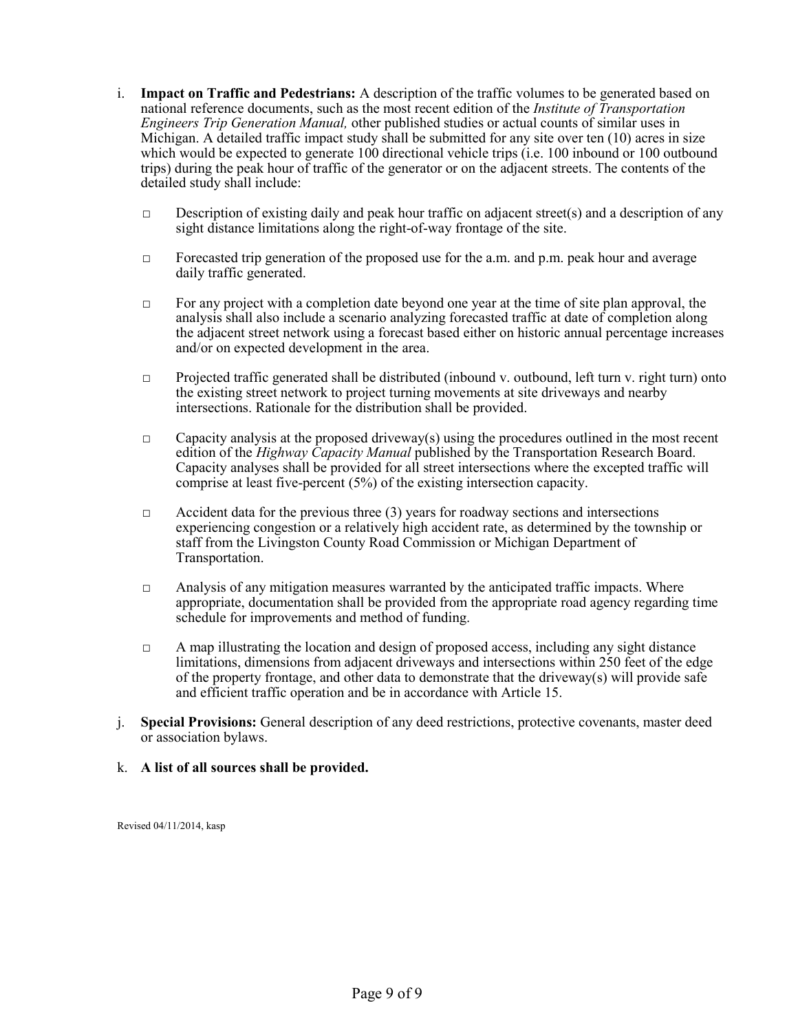i. **Impact on Traffic and Pedestrians:** A description of the traffic volumes to be generated based on national reference documents, such as the most recent edition of the *Institute of Transportation Engineers Trip Generation Manual,* other published studies or actual counts of similar uses in Michigan. A detailed traffic impact study shall be submitted for any site over ten (10) acres in size which would be expected to generate 100 directional vehicle trips (i.e. 100 inbound or 100 outbound trips) during the peak hour of traffic of the generator or on the adjacent streets. The contents of the detailed study shall include:

   - □ Description of existing daily and peak hour traffic on adjacent street(s) and a description of any sight distance limitations along the right-of-way frontage of the site.
   - □ Forecasted trip generation of the proposed use for the a.m. and p.m. peak hour and average daily traffic generated.
   - □ For any project with a completion date beyond one year at the time of site plan approval, the analysis shall also include a scenario analyzing forecasted traffic at date of completion along the adjacent street network using a forecast based either on historic annual percentage increases and/or on expected development in the area.
   - □ Projected traffic generated shall be distributed (inbound v. outbound, left turn v. right turn) onto the existing street network to project turning movements at site driveways and nearby intersections. Rationale for the distribution shall be provided.
   - □ Capacity analysis at the proposed driveway(s) using the procedures outlined in the most recent edition of the *Highway Capacity Manual* published by the Transportation Research Board. Capacity analyses shall be provided for all street intersections where the excepted traffic will comprise at least five-percent (5%) of the existing intersection capacity.
   - □ Accident data for the previous three (3) years for roadway sections and intersections experiencing congestion or a relatively high accident rate, as determined by the township or staff from the Livingston County Road Commission or Michigan Department of Transportation.
   - □ Analysis of any mitigation measures warranted by the anticipated traffic impacts. Where appropriate, documentation shall be provided from the appropriate road agency regarding time schedule for improvements and method of funding.
   - □ A map illustrating the location and design of proposed access, including any sight distance limitations, dimensions from adjacent driveways and intersections within 250 feet of the edge of the property frontage, and other data to demonstrate that the driveway(s) will provide safe and efficient traffic operation and be in accordance with Article 15.

j. **Special Provisions:** General description of any deed restrictions, protective covenants, master deed or association bylaws.

k. **A list of all sources shall be provided.**

Revised 04/11/2014, kasp